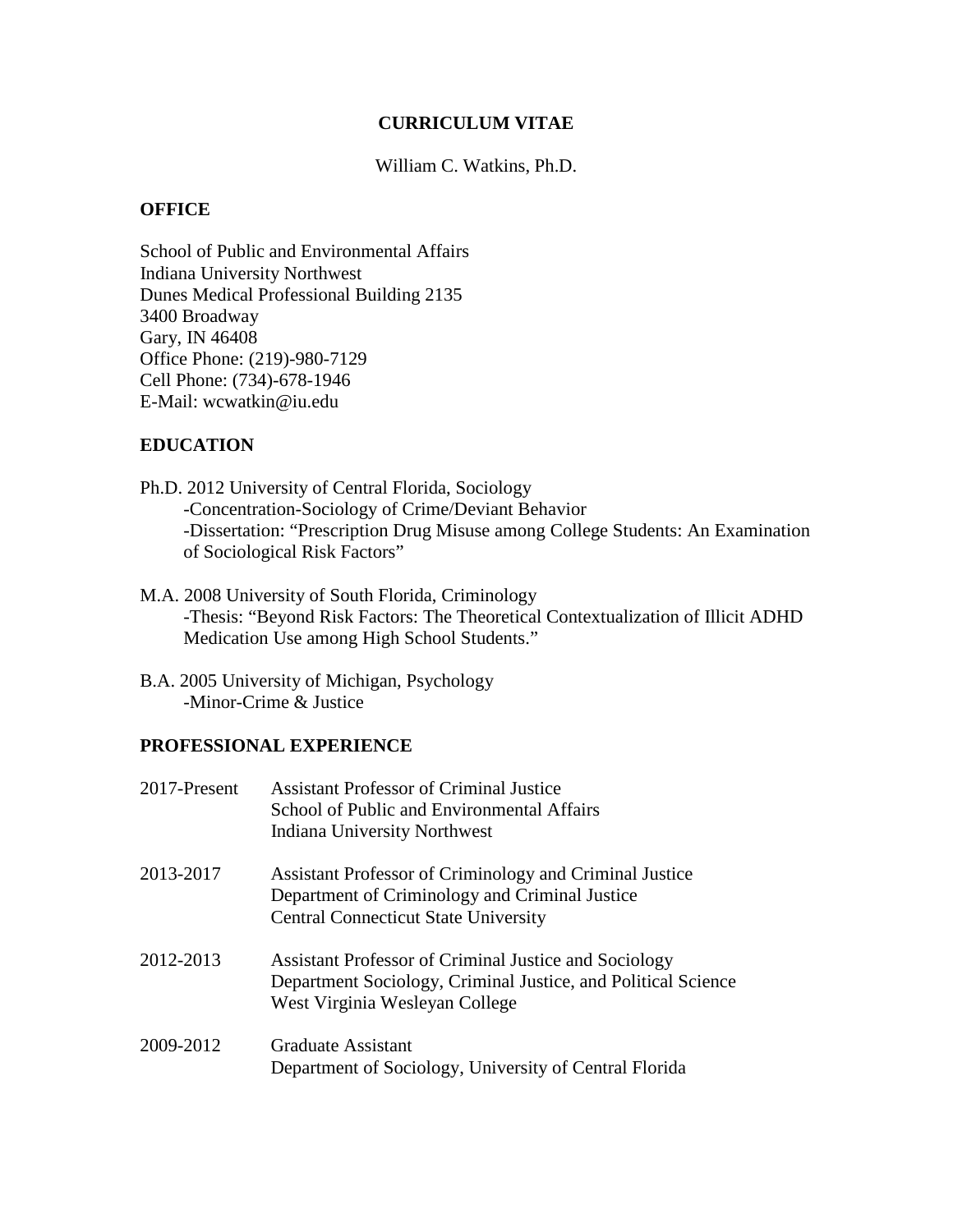# CURRICULUM VITAE

William C. Watkins, Ph.D.

## OFFICE

School of Public and Environmental Affairs
Indiana University Northwest
Dunes Medical Professional Building 2135
3400 Broadway
Gary, IN 46408
Office Phone: (219)-980-7129
Cell Phone: (734)-678-1946
E-Mail: wcwatkin@iu.edu

## EDUCATION

Ph.D. 2012 University of Central Florida, Sociology
- -Concentration-Sociology of Crime/Deviant Behavior
- -Dissertation: "Prescription Drug Misuse among College Students: An Examination of Sociological Risk Factors"

M.A. 2008 University of South Florida, Criminology
- -Thesis: "Beyond Risk Factors: The Theoretical Contextualization of Illicit ADHD Medication Use among High School Students."

B.A. 2005 University of Michigan, Psychology
- -Minor-Crime & Justice

## PROFESSIONAL EXPERIENCE

2017-Present — Assistant Professor of Criminal Justice
School of Public and Environmental Affairs
Indiana University Northwest

2013-2017 — Assistant Professor of Criminology and Criminal Justice
Department of Criminology and Criminal Justice
Central Connecticut State University

2012-2013 — Assistant Professor of Criminal Justice and Sociology
Department Sociology, Criminal Justice, and Political Science
West Virginia Wesleyan College

2009-2012 — Graduate Assistant
Department of Sociology, University of Central Florida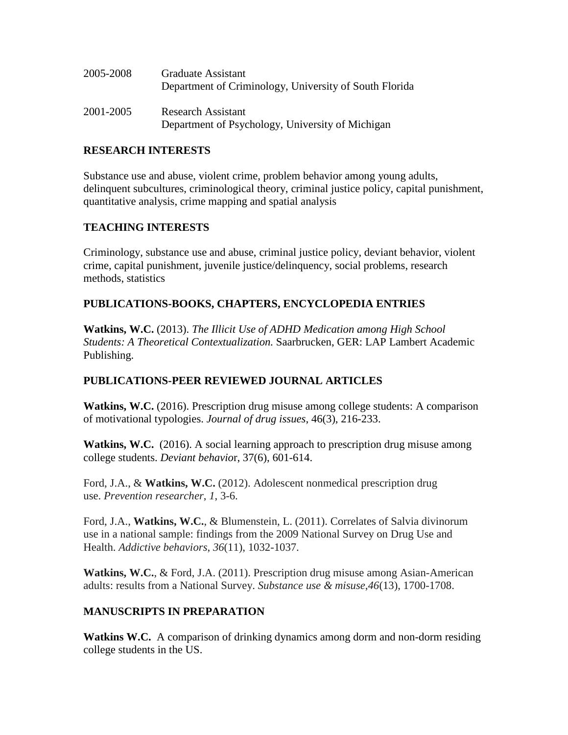2005-2008 Graduate Assistant
Department of Criminology, University of South Florida

2001-2005 Research Assistant
Department of Psychology, University of Michigan

## RESEARCH INTERESTS

Substance use and abuse, violent crime, problem behavior among young adults, delinquent subcultures, criminological theory, criminal justice policy, capital punishment, quantitative analysis, crime mapping and spatial analysis

## TEACHING INTERESTS

Criminology, substance use and abuse, criminal justice policy, deviant behavior, violent crime, capital punishment, juvenile justice/delinquency, social problems, research methods, statistics

## PUBLICATIONS-BOOKS, CHAPTERS, ENCYCLOPEDIA ENTRIES

**Watkins, W.C.** (2013). *The Illicit Use of ADHD Medication among High School Students: A Theoretical Contextualization.* Saarbrucken, GER: LAP Lambert Academic Publishing.

## PUBLICATIONS-PEER REVIEWED JOURNAL ARTICLES

**Watkins, W.C.** (2016). Prescription drug misuse among college students: A comparison of motivational typologies. *Journal of drug issues*, 46(3), 216-233.

**Watkins, W.C.** (2016). A social learning approach to prescription drug misuse among college students. *Deviant behavio*r, 37(6), 601-614.

Ford, J.A., & **Watkins, W.C.** (2012). Adolescent nonmedical prescription drug use. *Prevention researcher*, *1*, 3-6.

Ford, J.A., **Watkins, W.C.**, & Blumenstein, L. (2011). Correlates of Salvia divinorum use in a national sample: findings from the 2009 National Survey on Drug Use and Health. *Addictive behaviors*, *36*(11), 1032-1037.

**Watkins, W.C.**, & Ford, J.A. (2011). Prescription drug misuse among Asian-American adults: results from a National Survey. *Substance use & misuse*,*46*(13), 1700-1708.

## MANUSCRIPTS IN PREPARATION

**Watkins W.C.** A comparison of drinking dynamics among dorm and non-dorm residing college students in the US.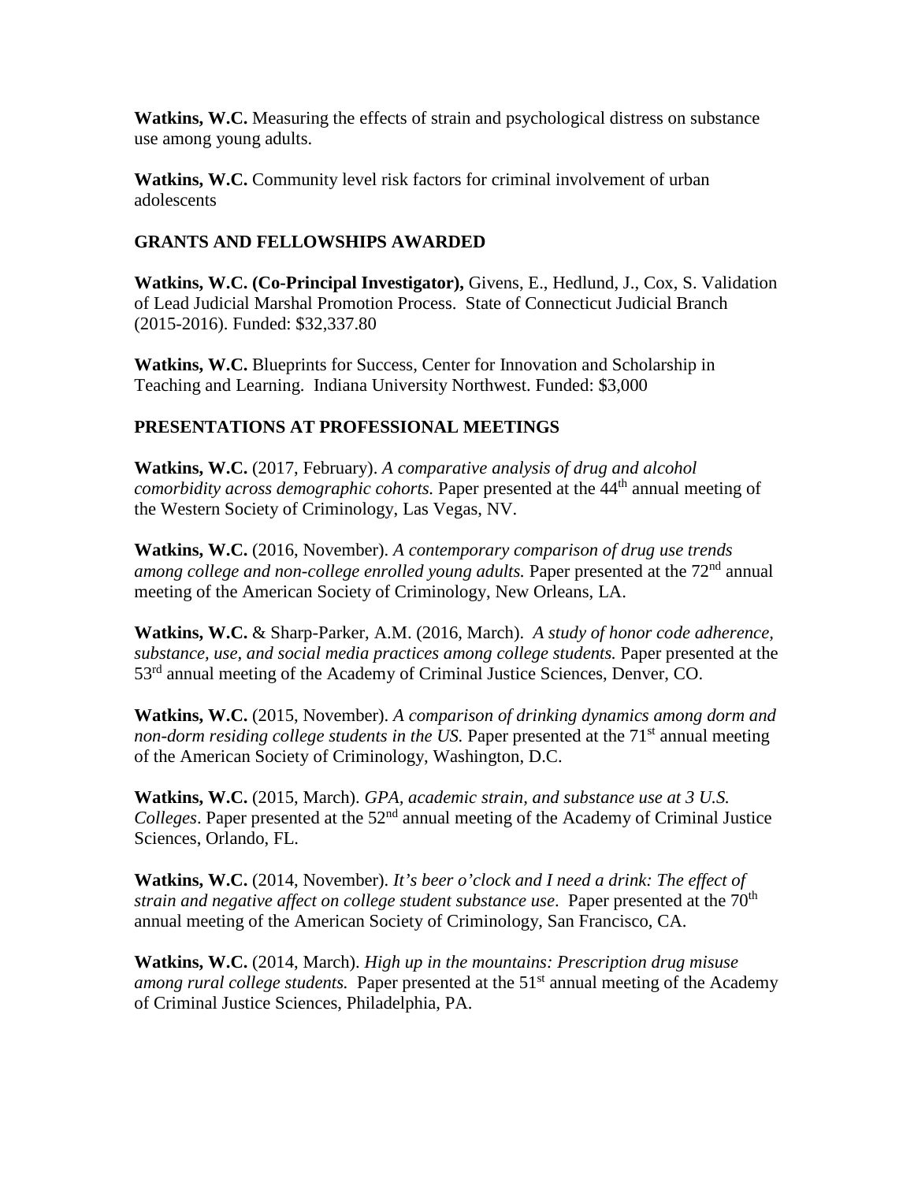**Watkins, W.C.** Measuring the effects of strain and psychological distress on substance use among young adults.

**Watkins, W.C.** Community level risk factors for criminal involvement of urban adolescents

### GRANTS AND FELLOWSHIPS AWARDED

**Watkins, W.C. (Co-Principal Investigator),** Givens, E., Hedlund, J., Cox, S. Validation of Lead Judicial Marshal Promotion Process. State of Connecticut Judicial Branch (2015-2016). Funded: $32,337.80

**Watkins, W.C.** Blueprints for Success, Center for Innovation and Scholarship in Teaching and Learning. Indiana University Northwest. Funded: $3,000

### PRESENTATIONS AT PROFESSIONAL MEETINGS

**Watkins, W.C.** (2017, February). *A comparative analysis of drug and alcohol comorbidity across demographic cohorts.* Paper presented at the 44th annual meeting of the Western Society of Criminology, Las Vegas, NV.

**Watkins, W.C.** (2016, November). *A contemporary comparison of drug use trends among college and non-college enrolled young adults.* Paper presented at the 72nd annual meeting of the American Society of Criminology, New Orleans, LA.

**Watkins, W.C.** & Sharp-Parker, A.M. (2016, March). *A study of honor code adherence, substance, use, and social media practices among college students.* Paper presented at the 53rd annual meeting of the Academy of Criminal Justice Sciences, Denver, CO.

**Watkins, W.C.** (2015, November). *A comparison of drinking dynamics among dorm and non-dorm residing college students in the US.* Paper presented at the 71st annual meeting of the American Society of Criminology, Washington, D.C.

**Watkins, W.C.** (2015, March). *GPA, academic strain, and substance use at 3 U.S. Colleges*. Paper presented at the 52nd annual meeting of the Academy of Criminal Justice Sciences, Orlando, FL.

**Watkins, W.C.** (2014, November). *It's beer o'clock and I need a drink: The effect of strain and negative affect on college student substance use*. Paper presented at the 70th annual meeting of the American Society of Criminology, San Francisco, CA.

**Watkins, W.C.** (2014, March). *High up in the mountains: Prescription drug misuse among rural college students.* Paper presented at the 51st annual meeting of the Academy of Criminal Justice Sciences, Philadelphia, PA.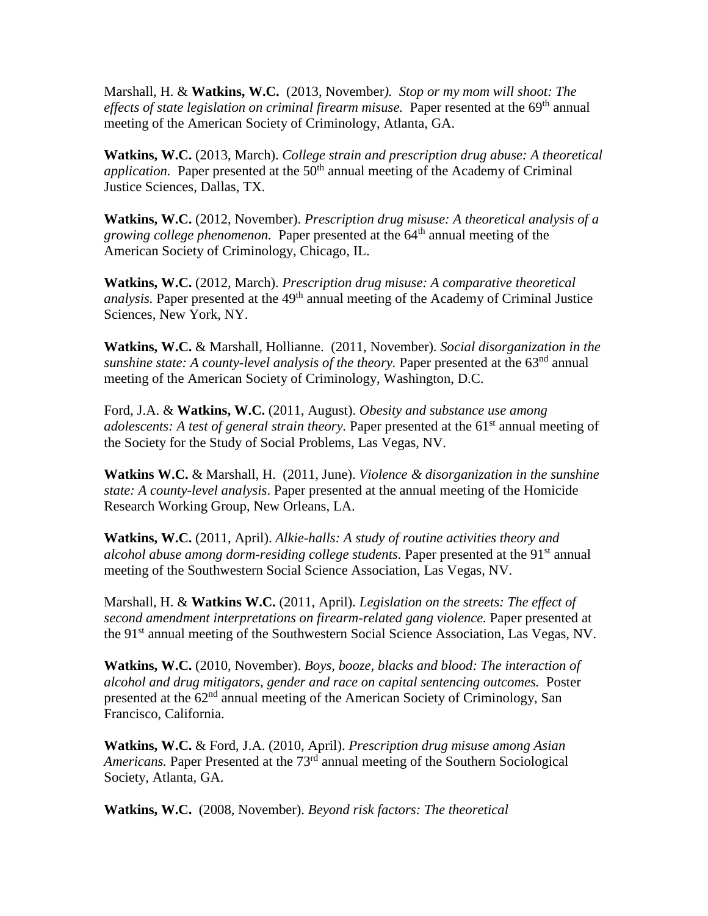Marshall, H. & **Watkins, W.C.** (2013, November*). Stop or my mom will shoot: The effects of state legislation on criminal firearm misuse.* Paper resented at the 69th annual meeting of the American Society of Criminology, Atlanta, GA.

**Watkins, W.C.** (2013, March). *College strain and prescription drug abuse: A theoretical application.* Paper presented at the 50th annual meeting of the Academy of Criminal Justice Sciences, Dallas, TX.

**Watkins, W.C.** (2012, November). *Prescription drug misuse: A theoretical analysis of a growing college phenomenon.* Paper presented at the 64th annual meeting of the American Society of Criminology, Chicago, IL.

**Watkins, W.C.** (2012, March). *Prescription drug misuse: A comparative theoretical analysis.* Paper presented at the 49th annual meeting of the Academy of Criminal Justice Sciences, New York, NY.

**Watkins, W.C.** & Marshall, Hollianne. (2011, November). *Social disorganization in the sunshine state: A county-level analysis of the theory.* Paper presented at the 63nd annual meeting of the American Society of Criminology, Washington, D.C.

Ford, J.A. & **Watkins, W.C.** (2011, August). *Obesity and substance use among adolescents: A test of general strain theory.* Paper presented at the 61st annual meeting of the Society for the Study of Social Problems, Las Vegas, NV.

**Watkins W.C.** & Marshall, H. (2011, June). *Violence & disorganization in the sunshine state: A county-level analysis*. Paper presented at the annual meeting of the Homicide Research Working Group, New Orleans, LA.

**Watkins, W.C.** (2011, April). *Alkie-halls: A study of routine activities theory and alcohol abuse among dorm-residing college students.* Paper presented at the 91st annual meeting of the Southwestern Social Science Association, Las Vegas, NV.

Marshall, H. & **Watkins W.C.** (2011, April). *Legislation on the streets: The effect of second amendment interpretations on firearm-related gang violence.* Paper presented at the 91st annual meeting of the Southwestern Social Science Association, Las Vegas, NV.

**Watkins, W.C.** (2010, November). *Boys, booze, blacks and blood: The interaction of alcohol and drug mitigators, gender and race on capital sentencing outcomes.* Poster presented at the 62nd annual meeting of the American Society of Criminology, San Francisco, California.

**Watkins, W.C.** & Ford, J.A. (2010, April). *Prescription drug misuse among Asian Americans.* Paper Presented at the 73rd annual meeting of the Southern Sociological Society, Atlanta, GA.

**Watkins, W.C.** (2008, November). *Beyond risk factors: The theoretical*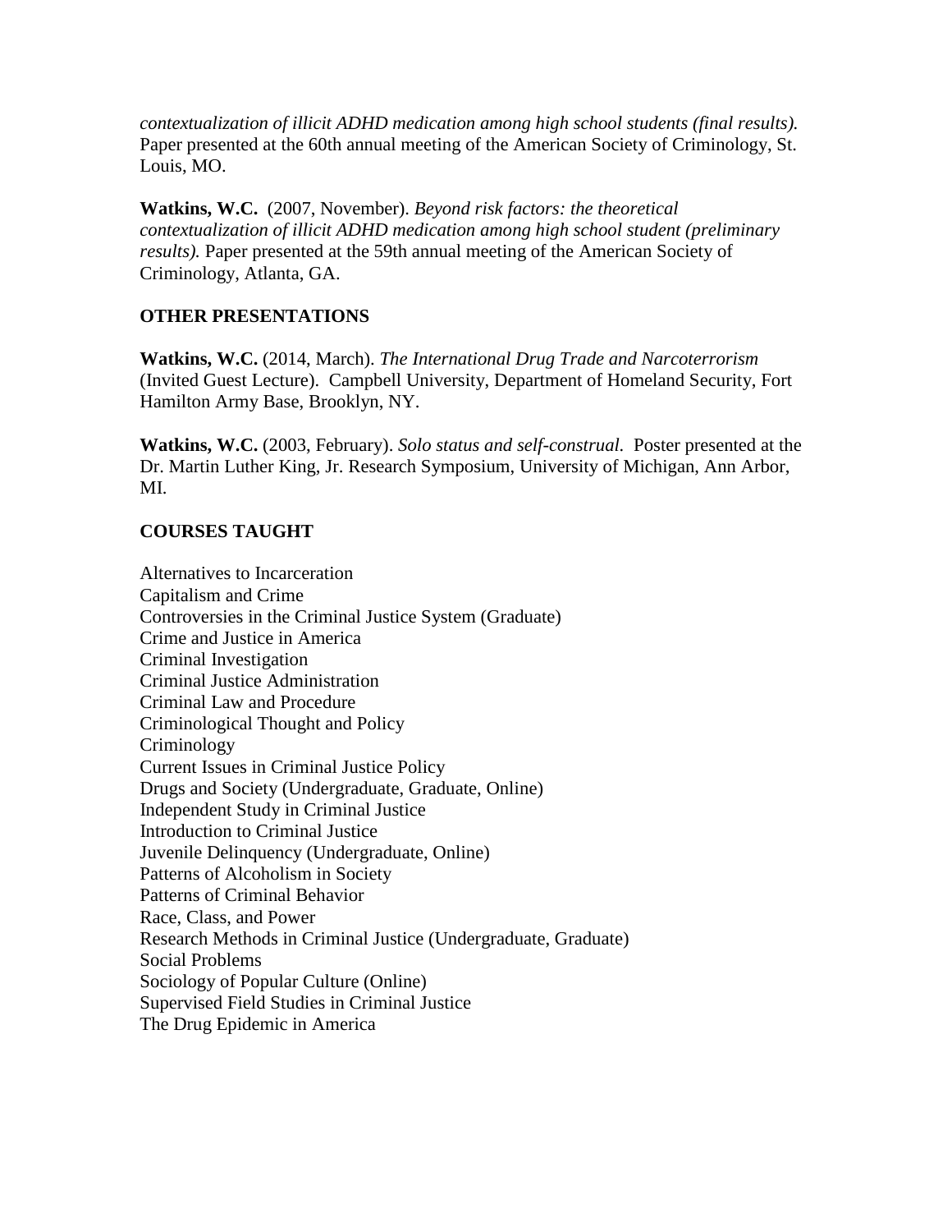*contextualization of illicit ADHD medication among high school students (final results).* Paper presented at the 60th annual meeting of the American Society of Criminology, St. Louis, MO.

**Watkins, W.C.** (2007, November). *Beyond risk factors: the theoretical contextualization of illicit ADHD medication among high school student (preliminary results).* Paper presented at the 59th annual meeting of the American Society of Criminology, Atlanta, GA.

## OTHER PRESENTATIONS

**Watkins, W.C.** (2014, March). *The International Drug Trade and Narcoterrorism* (Invited Guest Lecture). Campbell University, Department of Homeland Security, Fort Hamilton Army Base, Brooklyn, NY.

**Watkins, W.C.** (2003, February). *Solo status and self-construal.* Poster presented at the Dr. Martin Luther King, Jr. Research Symposium, University of Michigan, Ann Arbor, MI.

## COURSES TAUGHT

Alternatives to Incarceration
Capitalism and Crime
Controversies in the Criminal Justice System (Graduate)
Crime and Justice in America
Criminal Investigation
Criminal Justice Administration
Criminal Law and Procedure
Criminological Thought and Policy
Criminology
Current Issues in Criminal Justice Policy
Drugs and Society (Undergraduate, Graduate, Online)
Independent Study in Criminal Justice
Introduction to Criminal Justice
Juvenile Delinquency (Undergraduate, Online)
Patterns of Alcoholism in Society
Patterns of Criminal Behavior
Race, Class, and Power
Research Methods in Criminal Justice (Undergraduate, Graduate)
Social Problems
Sociology of Popular Culture (Online)
Supervised Field Studies in Criminal Justice
The Drug Epidemic in America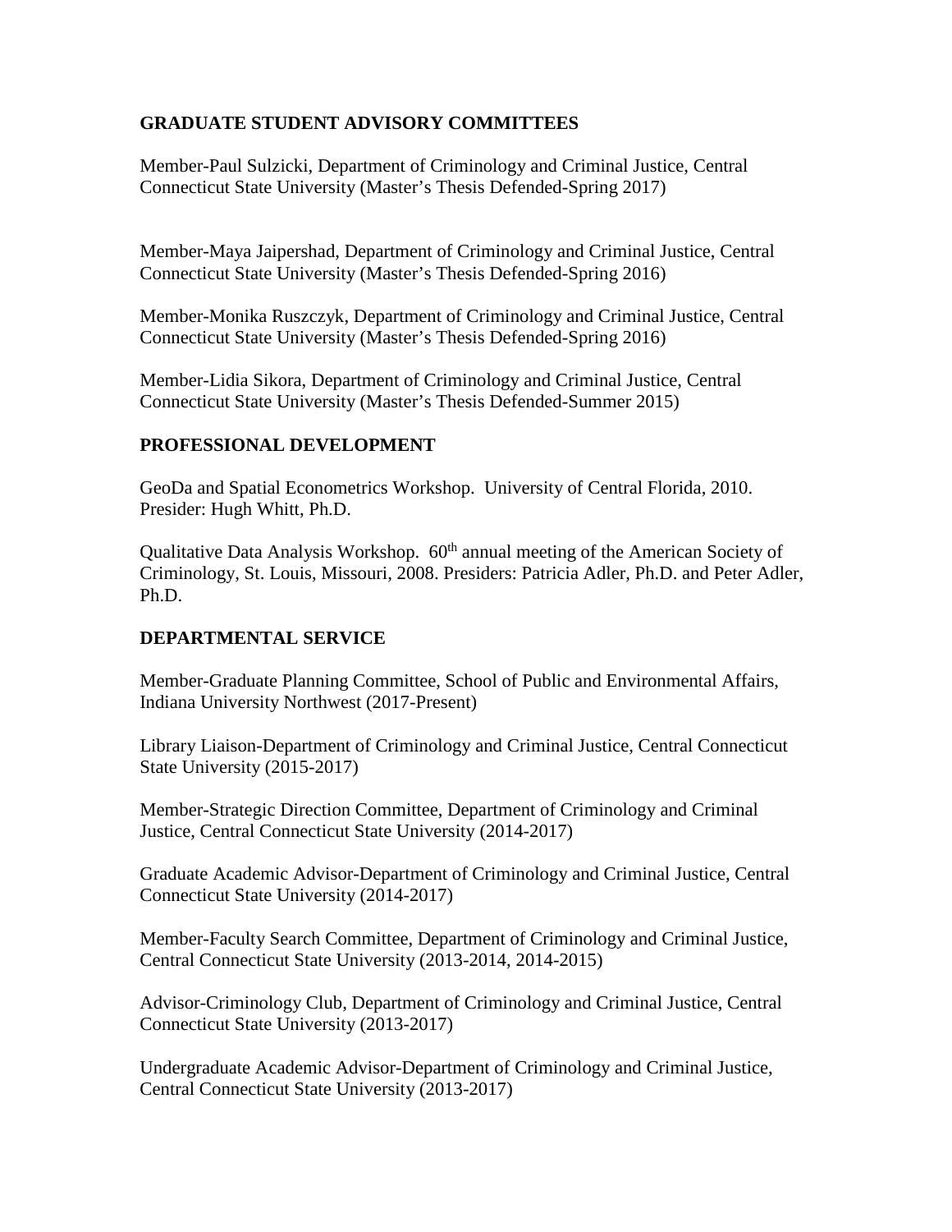## GRADUATE STUDENT ADVISORY COMMITTEES

Member-Paul Sulzicki, Department of Criminology and Criminal Justice, Central Connecticut State University (Master's Thesis Defended-Spring 2017)

Member-Maya Jaipershad, Department of Criminology and Criminal Justice, Central Connecticut State University (Master's Thesis Defended-Spring 2016)

Member-Monika Ruszczyk, Department of Criminology and Criminal Justice, Central Connecticut State University (Master's Thesis Defended-Spring 2016)

Member-Lidia Sikora, Department of Criminology and Criminal Justice, Central Connecticut State University (Master's Thesis Defended-Summer 2015)

## PROFESSIONAL DEVELOPMENT

GeoDa and Spatial Econometrics Workshop. University of Central Florida, 2010. Presider: Hugh Whitt, Ph.D.

Qualitative Data Analysis Workshop. 60th annual meeting of the American Society of Criminology, St. Louis, Missouri, 2008. Presiders: Patricia Adler, Ph.D. and Peter Adler, Ph.D.

## DEPARTMENTAL SERVICE

Member-Graduate Planning Committee, School of Public and Environmental Affairs, Indiana University Northwest (2017-Present)

Library Liaison-Department of Criminology and Criminal Justice, Central Connecticut State University (2015-2017)

Member-Strategic Direction Committee, Department of Criminology and Criminal Justice, Central Connecticut State University (2014-2017)

Graduate Academic Advisor-Department of Criminology and Criminal Justice, Central Connecticut State University (2014-2017)

Member-Faculty Search Committee, Department of Criminology and Criminal Justice, Central Connecticut State University (2013-2014, 2014-2015)

Advisor-Criminology Club, Department of Criminology and Criminal Justice, Central Connecticut State University (2013-2017)

Undergraduate Academic Advisor-Department of Criminology and Criminal Justice, Central Connecticut State University (2013-2017)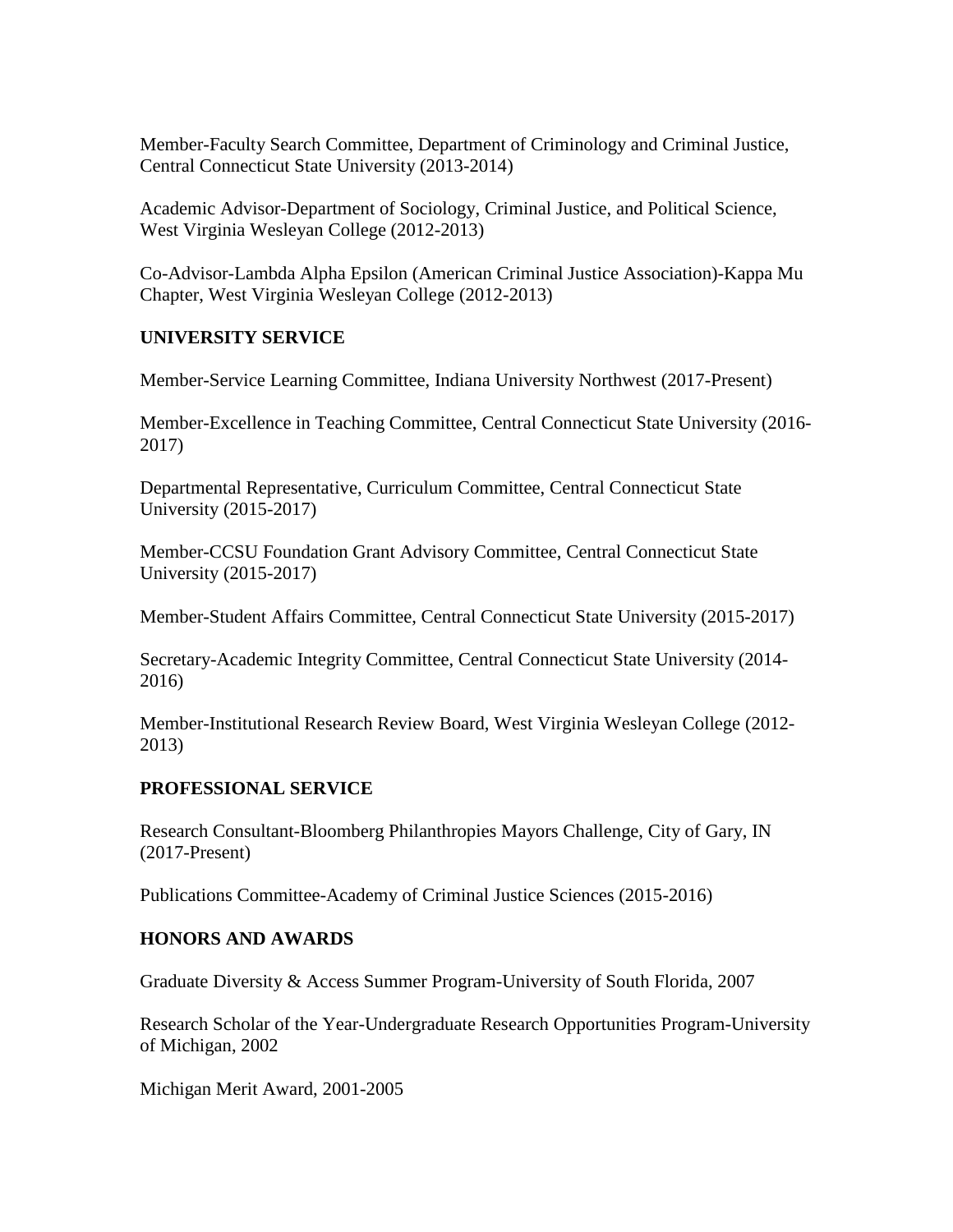Member-Faculty Search Committee, Department of Criminology and Criminal Justice, Central Connecticut State University (2013-2014)

Academic Advisor-Department of Sociology, Criminal Justice, and Political Science, West Virginia Wesleyan College (2012-2013)

Co-Advisor-Lambda Alpha Epsilon (American Criminal Justice Association)-Kappa Mu Chapter, West Virginia Wesleyan College (2012-2013)

## UNIVERSITY SERVICE

Member-Service Learning Committee, Indiana University Northwest (2017-Present)

Member-Excellence in Teaching Committee, Central Connecticut State University (2016-2017)

Departmental Representative, Curriculum Committee, Central Connecticut State University (2015-2017)

Member-CCSU Foundation Grant Advisory Committee, Central Connecticut State University (2015-2017)

Member-Student Affairs Committee, Central Connecticut State University (2015-2017)

Secretary-Academic Integrity Committee, Central Connecticut State University (2014-2016)

Member-Institutional Research Review Board, West Virginia Wesleyan College (2012-2013)

## PROFESSIONAL SERVICE

Research Consultant-Bloomberg Philanthropies Mayors Challenge, City of Gary, IN (2017-Present)

Publications Committee-Academy of Criminal Justice Sciences (2015-2016)

## HONORS AND AWARDS

Graduate Diversity & Access Summer Program-University of South Florida, 2007

Research Scholar of the Year-Undergraduate Research Opportunities Program-University of Michigan, 2002

Michigan Merit Award, 2001-2005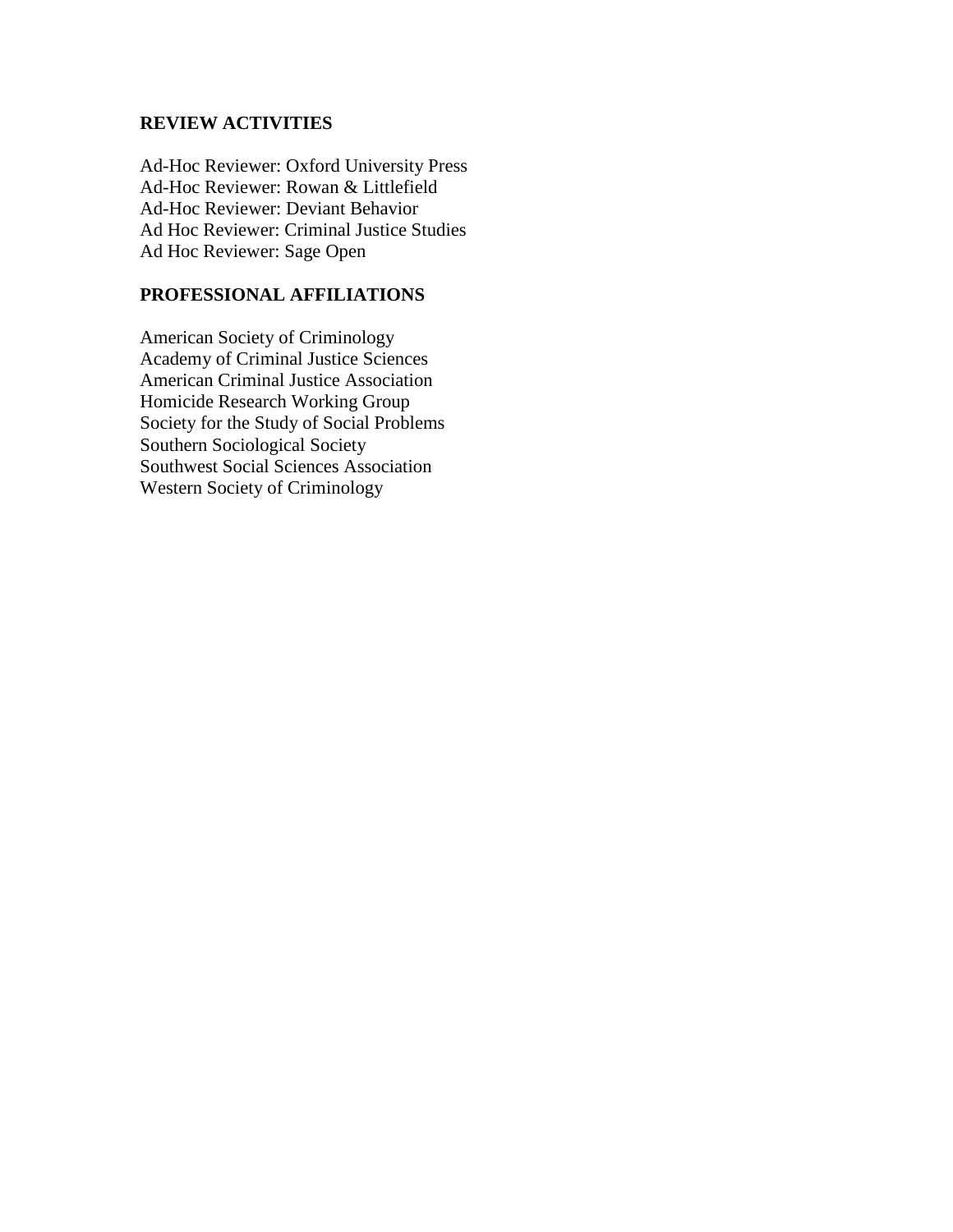**REVIEW ACTIVITIES**

Ad-Hoc Reviewer: Oxford University Press
Ad-Hoc Reviewer: Rowan & Littlefield
Ad-Hoc Reviewer: Deviant Behavior
Ad Hoc Reviewer: Criminal Justice Studies
Ad Hoc Reviewer: Sage Open

**PROFESSIONAL AFFILIATIONS**

American Society of Criminology
Academy of Criminal Justice Sciences
American Criminal Justice Association
Homicide Research Working Group
Society for the Study of Social Problems
Southern Sociological Society
Southwest Social Sciences Association
Western Society of Criminology